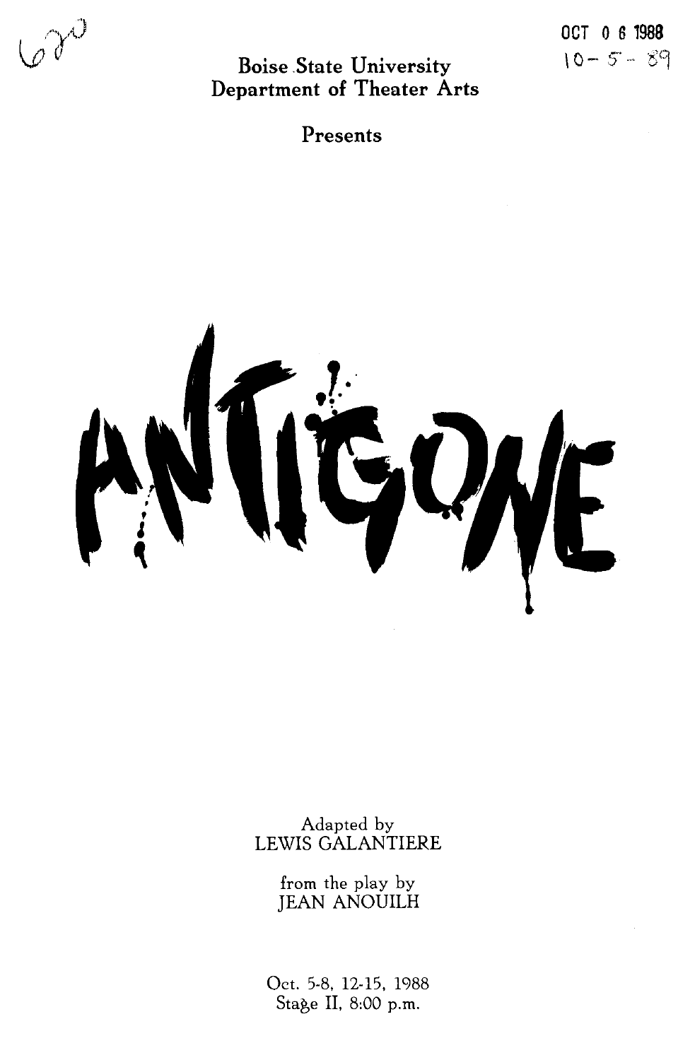620

OCT 0 6 1988
10-5-89

Boise State University
Department of Theater Arts

Presents

# ANTIGONE

Adapted by
LEWIS GALANTIERE

from the play by
JEAN ANOUILH

Oct. 5-8, 12-15, 1988
Stage II, 8:00 p.m.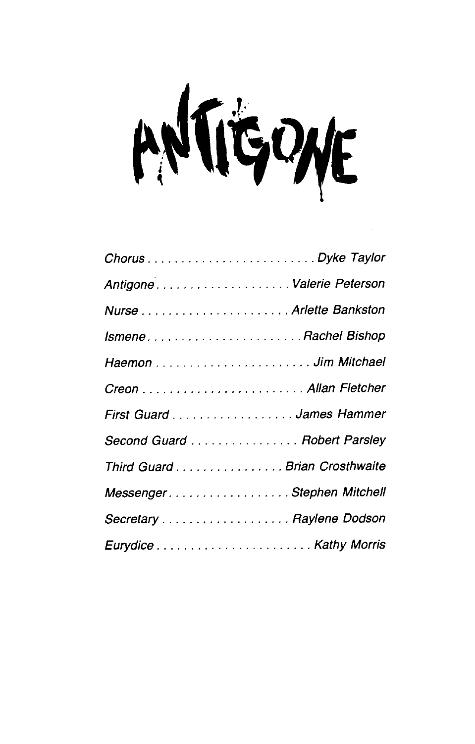# ANTIGONE

*Chorus* . . . . . . . . . . . . . . . . . . . . . . . . . *Dyke Taylor*

*Antigone* . . . . . . . . . . . . . . . . . . . . *Valerie Peterson*

*Nurse* . . . . . . . . . . . . . . . . . . . . . . *Arlette Bankston*

*Ismene* . . . . . . . . . . . . . . . . . . . . . . . *Rachel Bishop*

*Haemon* . . . . . . . . . . . . . . . . . . . . . . . *Jim Mitchael*

*Creon* . . . . . . . . . . . . . . . . . . . . . . . . *Allan Fletcher*

*First Guard* . . . . . . . . . . . . . . . . . . *James Hammer*

*Second Guard* . . . . . . . . . . . . . . . . *Robert Parsley*

*Third Guard* . . . . . . . . . . . . . . . . *Brian Crosthwaite*

*Messenger* . . . . . . . . . . . . . . . . . . *Stephen Mitchell*

*Secretary* . . . . . . . . . . . . . . . . . . . *Raylene Dodson*

*Eurydice* . . . . . . . . . . . . . . . . . . . . . . . *Kathy Morris*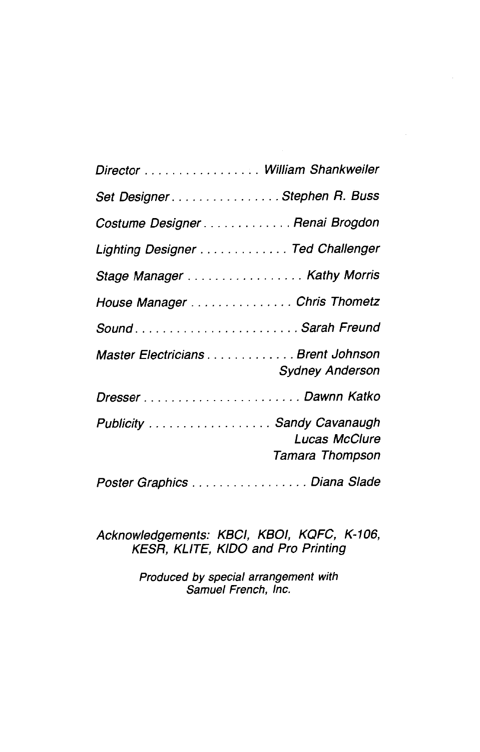*Director . . . . . . . . . . . . . . . . . William Shankweiler*

*Set Designer. . . . . . . . . . . . . . . . Stephen R. Buss*

*Costume Designer . . . . . . . . . . . . . Renai Brogdon*

*Lighting Designer . . . . . . . . . . . . . Ted Challenger*

*Stage Manager . . . . . . . . . . . . . . . . . Kathy Morris*

*House Manager . . . . . . . . . . . . . . . Chris Thometz*

*Sound. . . . . . . . . . . . . . . . . . . . . . . . Sarah Freund*

*Master Electricians . . . . . . . . . . . . . Brent Johnson*
*Sydney Anderson*

*Dresser . . . . . . . . . . . . . . . . . . . . . . . Dawnn Katko*

*Publicity . . . . . . . . . . . . . . . . . . Sandy Cavanaugh*
*Lucas McClure*
*Tamara Thompson*

*Poster Graphics . . . . . . . . . . . . . . . . . Diana Slade*

*Acknowledgements: KBCI, KBOI, KQFC, K-106, KESR, KLITE, KIDO and Pro Printing*

*Produced by special arrangement with Samuel French, Inc.*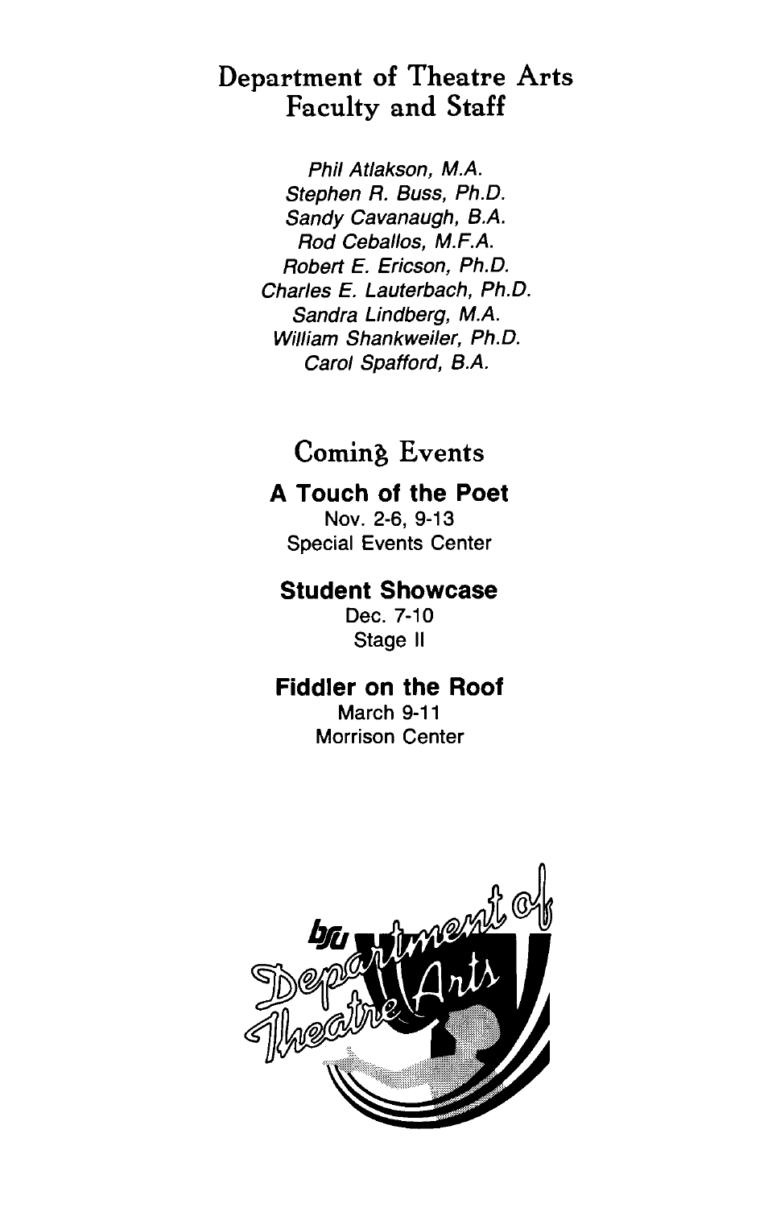## Department of Theatre Arts Faculty and Staff

*Phil Atlakson, M.A.*
*Stephen R. Buss, Ph.D.*
*Sandy Cavanaugh, B.A.*
*Rod Ceballos, M.F.A.*
*Robert E. Ericson, Ph.D.*
*Charles E. Lauterbach, Ph.D.*
*Sandra Lindberg, M.A.*
*William Shankweiler, Ph.D.*
*Carol Spafford, B.A.*

## Coming Events

**A Touch of the Poet**
Nov. 2-6, 9-13
Special Events Center

**Student Showcase**
Dec. 7-10
Stage II

**Fiddler on the Roof**
March 9-11
Morrison Center

bsu Department of Theatre Arts